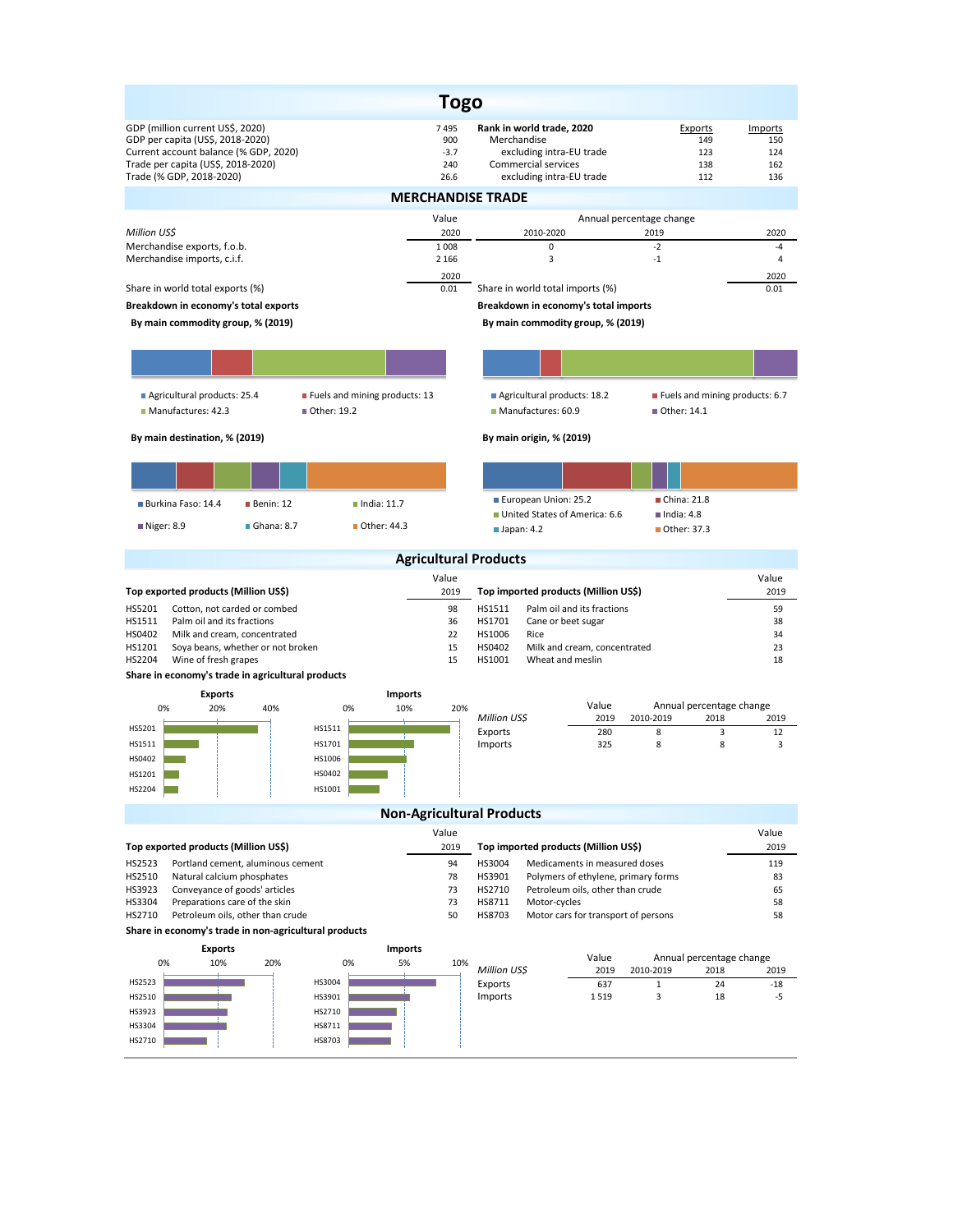# Togo

| | | | | |
|---|---|---|---|---|
| GDP (million current US$, 2020) | 7 495 | **Rank in world trade, 2020** | Exports | Imports |
| GDP per capita (US$, 2018-2020) | 900 | Merchandise | 149 | 150 |
| Current account balance (% GDP, 2020) | -3.7 | excluding intra-EU trade | 123 | 124 |
| Trade per capita (US$, 2018-2020) | 240 | Commercial services | 138 | 162 |
| Trade (% GDP, 2018-2020) | 26.6 | excluding intra-EU trade | 112 | 136 |

## MERCHANDISE TRADE

| *Million US$* | Value 2020 | Annual percentage change 2010-2020 | 2019 | 2020 |
|---|---|---|---|---|
| Merchandise exports, f.o.b. | 1 008 | 0 | -2 | -4 |
| Merchandise imports, c.i.f. | 2 166 | 3 | -1 | 4 |

| | 2020 | | 2020 |
|---|---|---|---|
| Share in world total exports (%) | 0.01 | Share in world total imports (%) | 0.01 |

**Breakdown in economy's total exports**

**By main commodity group, % (2019)**

- Agricultural products: 25.4
- Fuels and mining products: 13
- Manufactures: 42.3
- Other: 19.2

**By main destination, % (2019)**

- Burkina Faso: 14.4
- Benin: 12
- India: 11.7
- Niger: 8.9
- Ghana: 8.7
- Other: 44.3

**Breakdown in economy's total imports**

**By main commodity group, % (2019)**

- Agricultural products: 18.2
- Fuels and mining products: 6.7
- Manufactures: 60.9
- Other: 14.1

**By main origin, % (2019)**

- European Union: 25.2
- China: 21.8
- United States of America: 6.6
- India: 4.8
- Japan: 4.2
- Other: 37.3

## Agricultural Products

| Top exported products (Million US$) | | Value 2019 |
|---|---|---|
| HS5201 | Cotton, not carded or combed | 98 |
| HS1511 | Palm oil and its fractions | 36 |
| HS0402 | Milk and cream, concentrated | 22 |
| HS1201 | Soya beans, whether or not broken | 15 |
| HS2204 | Wine of fresh grapes | 15 |

| Top imported products (Million US$) | | Value 2019 |
|---|---|---|
| HS1511 | Palm oil and its fractions | 59 |
| HS1701 | Cane or beet sugar | 38 |
| HS1006 | Rice | 34 |
| HS0402 | Milk and cream, concentrated | 23 |
| HS1001 | Wheat and meslin | 18 |

**Share in economy's trade in agricultural products**

| *Million US$* | Value 2019 | Annual percentage change 2010-2019 | 2018 | 2019 |
|---|---|---|---|---|
| Exports | 280 | 8 | 3 | 12 |
| Imports | 325 | 8 | 8 | 3 |

## Non-Agricultural Products

| Top exported products (Million US$) | | Value 2019 |
|---|---|---|
| HS2523 | Portland cement, aluminous cement | 94 |
| HS2510 | Natural calcium phosphates | 78 |
| HS3923 | Conveyance of goods' articles | 73 |
| HS3304 | Preparations care of the skin | 73 |
| HS2710 | Petroleum oils, other than crude | 50 |

| Top imported products (Million US$) | | Value 2019 |
|---|---|---|
| HS3004 | Medicaments in measured doses | 119 |
| HS3901 | Polymers of ethylene, primary forms | 83 |
| HS2710 | Petroleum oils, other than crude | 65 |
| HS8711 | Motor-cycles | 58 |
| HS8703 | Motor cars for transport of persons | 58 |

**Share in economy's trade in non-agricultural products**

| *Million US$* | Value 2019 | Annual percentage change 2010-2019 | 2018 | 2019 |
|---|---|---|---|---|
| Exports | 637 | 1 | 24 | -18 |
| Imports | 1 519 | 3 | 18 | -5 |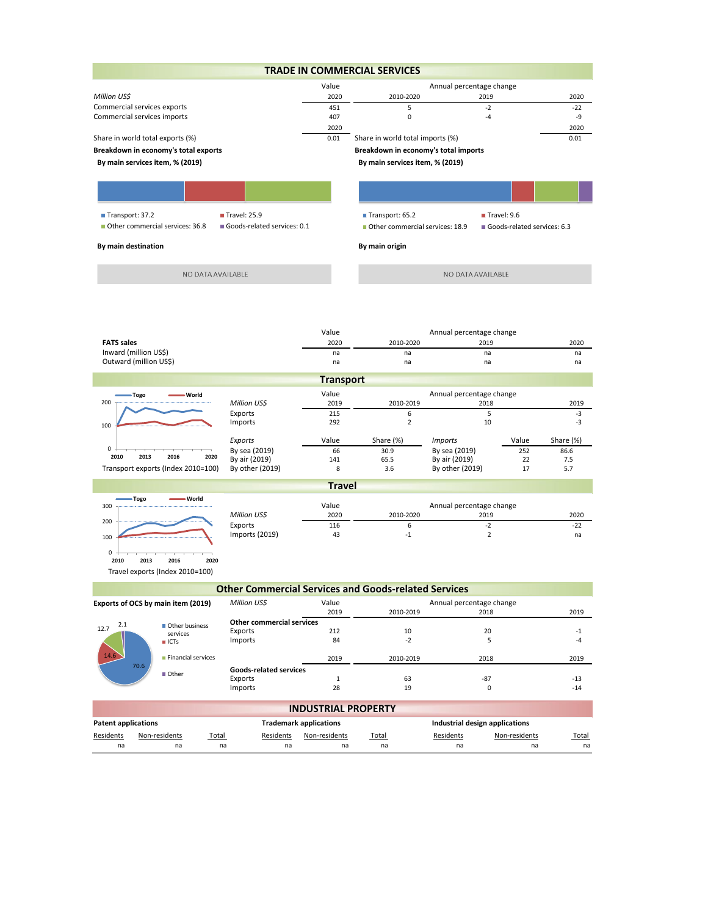## TRADE IN COMMERCIAL SERVICES

| Million US$ | Value 2020 | Annual percentage change 2010-2020 | 2019 | 2020 |
|---|---|---|---|---|
| Commercial services exports | 451 | 5 | -2 | -22 |
| Commercial services imports | 407 | 0 | -4 | -9 |

| | 2020 | | 2020 |
|---|---|---|---|
| Share in world total exports (%) | 0.01 | Share in world total imports (%) | 0.01 |

**Breakdown in economy's total exports**

**By main services item, % (2019)**

Transport: 37.2
Travel: 25.9
Other commercial services: 36.8
Goods-related services: 0.1

**Breakdown in economy's total imports**

**By main services item, % (2019)**

Transport: 65.2
Travel: 9.6
Other commercial services: 18.9
Goods-related services: 6.3

**By main destination**

NO DATA AVAILABLE

**By main origin**

NO DATA AVAILABLE

| FATS sales | Value 2020 | Annual percentage change 2010-2020 | 2019 | 2020 |
|---|---|---|---|---|
| Inward (million US$) | na | na | na | na |
| Outward (million US$) | na | na | na | na |

## Transport

Togo
World
200
100
0
2010 2013 2016 2020
Transport exports (Index 2010=100)

| Million US$ | Value 2019 | Annual percentage change 2010-2019 | 2018 | 2019 |
|---|---|---|---|---|
| Exports | 215 | 6 | 5 | -3 |
| Imports | 292 | 2 | 10 | -3 |

| Exports | Value | Share (%) | Imports | Value | Share (%) |
|---|---|---|---|---|---|
| By sea (2019) | 66 | 30.9 | By sea (2019) | 252 | 86.6 |
| By air (2019) | 141 | 65.5 | By air (2019) | 22 | 7.5 |
| By other (2019) | 8 | 3.6 | By other (2019) | 17 | 5.7 |

## Travel

Togo
World
300
200
100
0
2010 2013 2016 2020
Travel exports (Index 2010=100)

| Million US$ | Value 2020 | Annual percentage change 2010-2020 | 2019 | 2020 |
|---|---|---|---|---|
| Exports | 116 | 6 | -2 | -22 |
| Imports (2019) | 43 | -1 | 2 | na |

## Other Commercial Services and Goods-related Services

**Exports of OCS by main item (2019)**

70.6
14.6
12.7
2.1

Other business services
ICTs
Financial services
Other

| Million US$ | Value 2019 | Annual percentage change 2010-2019 | 2018 | 2019 |
|---|---|---|---|---|
| **Other commercial services** | | | | |
| Exports | 212 | 10 | 20 | -1 |
| Imports | 84 | -2 | 5 | -4 |
| | 2019 | 2010-2019 | 2018 | 2019 |
| **Goods-related services** | | | | |
| Exports | 1 | 63 | -87 | -13 |
| Imports | 28 | 19 | 0 | -14 |

## INDUSTRIAL PROPERTY

| Patent applications | | | Trademark applications | | | Industrial design applications | | |
|---|---|---|---|---|---|---|---|---|
| Residents | Non-residents | Total | Residents | Non-residents | Total | Residents | Non-residents | Total |
| na | na | na | na | na | na | na | na | na |